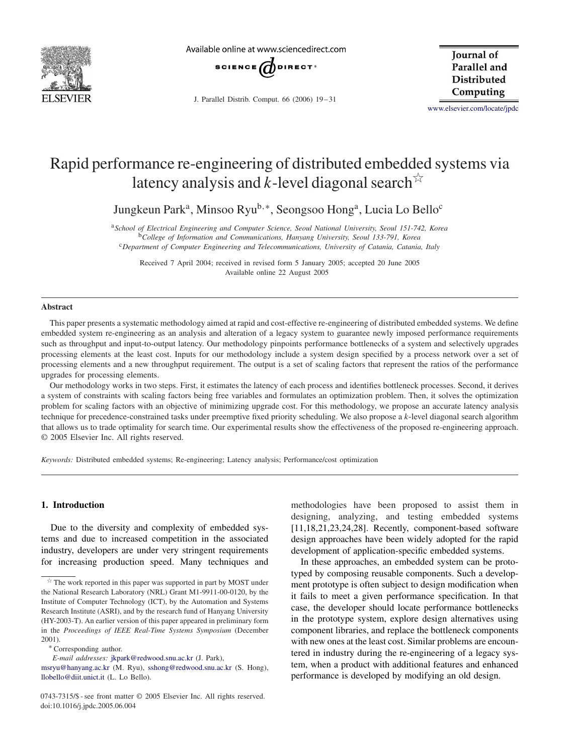# Rapid performance re-engineering of distributed embedded systems via latency analysis and $k$-level diagonal search[☆]

Jungkeun Park[a], Minsoo Ryu[b,*], Seongsoo Hong[a], Lucia Lo Bello[c]

[a] *School of Electrical Engineering and Computer Science, Seoul National University, Seoul 151-742, Korea*
[b] *College of Information and Communications, Hanyang University, Seoul 133-791, Korea*
[c] *Department of Computer Engineering and Telecommunications, University of Catania, Catania, Italy*

Received 7 April 2004; received in revised form 5 January 2005; accepted 20 June 2005
Available online 22 August 2005

## Abstract

This paper presents a systematic methodology aimed at rapid and cost-effective re-engineering of distributed embedded systems. We define embedded system re-engineering as an analysis and alteration of a legacy system to guarantee newly imposed performance requirements such as throughput and input-to-output latency. Our methodology pinpoints performance bottlenecks of a system and selectively upgrades processing elements at the least cost. Inputs for our methodology include a system design specified by a process network over a set of processing elements and a new throughput requirement. The output is a set of scaling factors that represent the ratios of the performance upgrades for processing elements.

Our methodology works in two steps. First, it estimates the latency of each process and identifies bottleneck processes. Second, it derives a system of constraints with scaling factors being free variables and formulates an optimization problem. Then, it solves the optimization problem for scaling factors with an objective of minimizing upgrade cost. For this methodology, we propose an accurate latency analysis technique for precedence-constrained tasks under preemptive fixed priority scheduling. We also propose a $k$-level diagonal search algorithm that allows us to trade optimality for search time. Our experimental results show the effectiveness of the proposed re-engineering approach.
© 2005 Elsevier Inc. All rights reserved.

*Keywords:* Distributed embedded systems; Re-engineering; Latency analysis; Performance/cost optimization

## 1. Introduction

Due to the diversity and complexity of embedded systems and due to increased competition in the associated industry, developers are under very stringent requirements for increasing production speed. Many techniques and methodologies have been proposed to assist them in designing, analyzing, and testing embedded systems [11,18,21,23,24,28]. Recently, component-based software design approaches have been widely adopted for the rapid development of application-specific embedded systems.

In these approaches, an embedded system can be prototyped by composing reusable components. Such a development prototype is often subject to design modification when it fails to meet a given performance specification. In that case, the developer should locate performance bottlenecks in the prototype system, explore design alternatives using component libraries, and replace the bottleneck components with new ones at the least cost. Similar problems are encountered in industry during the re-engineering of a legacy system, when a product with additional features and enhanced performance is developed by modifying an old design.

---

[☆] The work reported in this paper was supported in part by MOST under the National Research Laboratory (NRL) Grant M1-9911-00-0120, by the Institute of Computer Technology (ICT), by the Automation and Systems Research Institute (ASRI), and by the research fund of Hanyang University (HY-2003-T). An earlier version of this paper appeared in preliminary form in the *Proceedings of IEEE Real-Time Systems Symposium* (December 2001).

[*] Corresponding author.

*E-mail addresses:* jkpark@redwood.snu.ac.kr (J. Park), msryu@hanyang.ac.kr (M. Ryu), sshong@redwood.snu.ac.kr (S. Hong), llobello@diit.unict.it (L. Lo Bello).

0743-7315/$ - see front matter © 2005 Elsevier Inc. All rights reserved.
doi:10.1016/j.jpdc.2005.06.004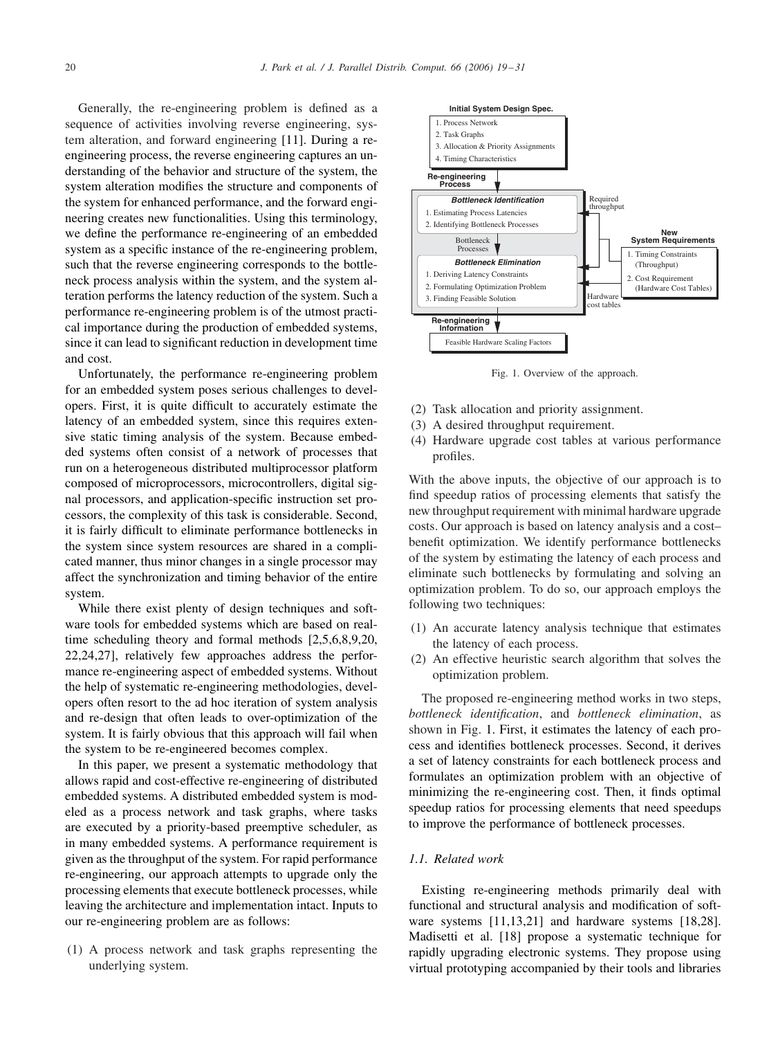Generally, the re-engineering problem is defined as a sequence of activities involving reverse engineering, system alteration, and forward engineering [11]. During a re-engineering process, the reverse engineering captures an understanding of the behavior and structure of the system, the system alteration modifies the structure and components of the system for enhanced performance, and the forward engineering creates new functionalities. Using this terminology, we define the performance re-engineering of an embedded system as a specific instance of the re-engineering problem, such that the reverse engineering corresponds to the bottleneck process analysis within the system, and the system alteration performs the latency reduction of the system. Such a performance re-engineering problem is of the utmost practical importance during the production of embedded systems, since it can lead to significant reduction in development time and cost.

Unfortunately, the performance re-engineering problem for an embedded system poses serious challenges to developers. First, it is quite difficult to accurately estimate the latency of an embedded system, since this requires extensive static timing analysis of the system. Because embedded systems often consist of a network of processes that run on a heterogeneous distributed multiprocessor platform composed of microprocessors, microcontrollers, digital signal processors, and application-specific instruction set processors, the complexity of this task is considerable. Second, it is fairly difficult to eliminate performance bottlenecks in the system since system resources are shared in a complicated manner, thus minor changes in a single processor may affect the synchronization and timing behavior of the entire system.

While there exist plenty of design techniques and software tools for embedded systems which are based on real-time scheduling theory and formal methods [2,5,6,8,9,20,22,24,27], relatively few approaches address the performance re-engineering aspect of embedded systems. Without the help of systematic re-engineering methodologies, developers often resort to the ad hoc iteration of system analysis and re-design that often leads to over-optimization of the system. It is fairly obvious that this approach will fail when the system to be re-engineered becomes complex.

In this paper, we present a systematic methodology that allows rapid and cost-effective re-engineering of distributed embedded systems. A distributed embedded system is modeled as a process network and task graphs, where tasks are executed by a priority-based preemptive scheduler, as in many embedded systems. A performance requirement is given as the throughput of the system. For rapid performance re-engineering, our approach attempts to upgrade only the processing elements that execute bottleneck processes, while leaving the architecture and implementation intact. Inputs to our re-engineering problem are as follows:

(1) A process network and task graphs representing the underlying system.
(2) Task allocation and priority assignment.
(3) A desired throughput requirement.
(4) Hardware upgrade cost tables at various performance profiles.

Fig. 1. Overview of the approach.

With the above inputs, the objective of our approach is to find speedup ratios of processing elements that satisfy the new throughput requirement with minimal hardware upgrade costs. Our approach is based on latency analysis and a cost–benefit optimization. We identify performance bottlenecks of the system by estimating the latency of each process and eliminate such bottlenecks by formulating and solving an optimization problem. To do so, our approach employs the following two techniques:

(1) An accurate latency analysis technique that estimates the latency of each process.
(2) An effective heuristic search algorithm that solves the optimization problem.

The proposed re-engineering method works in two steps, *bottleneck identification*, and *bottleneck elimination*, as shown in Fig. 1. First, it estimates the latency of each process and identifies bottleneck processes. Second, it derives a set of latency constraints for each bottleneck process and formulates an optimization problem with an objective of minimizing the re-engineering cost. Then, it finds optimal speedup ratios for processing elements that need speedups to improve the performance of bottleneck processes.

### *1.1. Related work*

Existing re-engineering methods primarily deal with functional and structural analysis and modification of software systems [11,13,21] and hardware systems [18,28]. Madisetti et al. [18] propose a systematic technique for rapidly upgrading electronic systems. They propose using virtual prototyping accompanied by their tools and libraries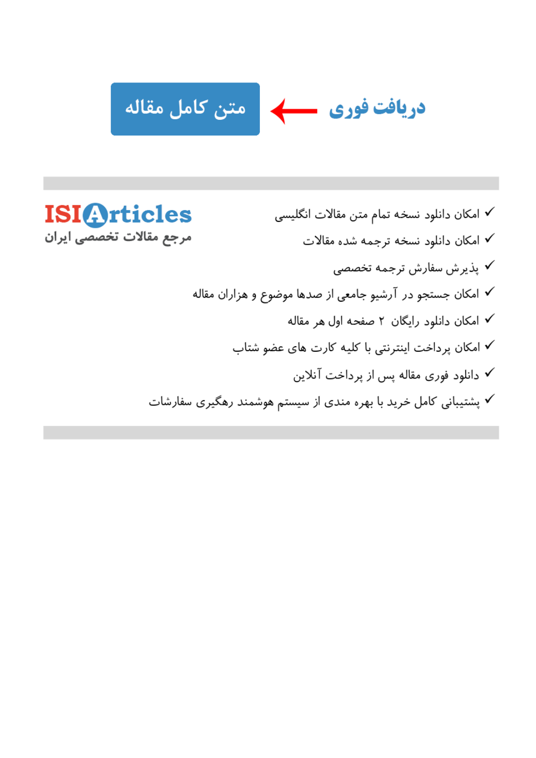دریافت فوری ← **متن کامل مقاله**

---

**ISIArticles**
مرجع مقالات تخصصی ایران

- ✓ امکان دانلود نسخه تمام متن مقالات انگلیسی
- ✓ امکان دانلود نسخه ترجمه شده مقالات
- ✓ پذیرش سفارش ترجمه تخصصی
- ✓ امکان جستجو در آرشیو جامعی از صدها موضوع و هزاران مقاله
- ✓ امکان دانلود رایگان ۲ صفحه اول هر مقاله
- ✓ امکان پرداخت اینترنتی با کلیه کارت های عضو شتاب
- ✓ دانلود فوری مقاله پس از پرداخت آنلاین
- ✓ پشتیبانی کامل خرید با بهره مندی از سیستم هوشمند رهگیری سفارشات

---